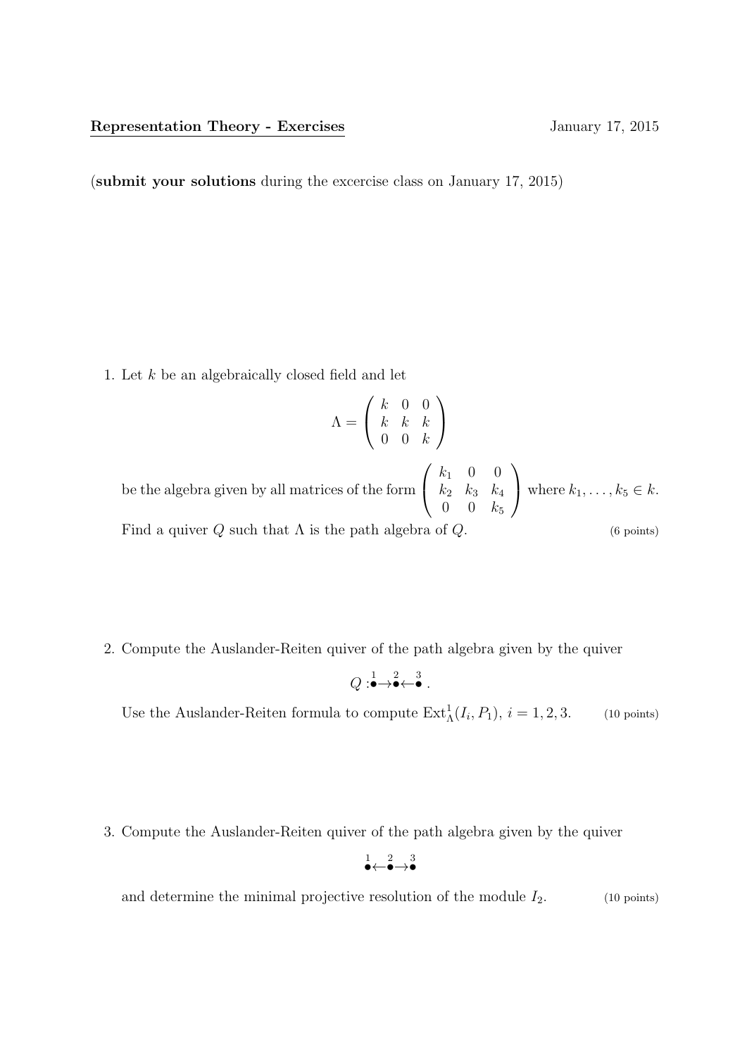**Representation Theory - Exercises** January 17, 2015

(**submit your solutions** during the excercise class on January 17, 2015)

1. Let $k$ be an algebraically closed field and let

$$\Lambda = \begin{pmatrix} k & 0 & 0 \\ k & k & k \\ 0 & 0 & k \end{pmatrix}$$

be the algebra given by all matrices of the form $\begin{pmatrix} k_1 & 0 & 0 \\ k_2 & k_3 & k_4 \\ 0 & 0 & k_5 \end{pmatrix}$ where $k_1, \ldots, k_5 \in k$.

Find a quiver $Q$ such that $\Lambda$ is the path algebra of $Q$. (6 points)

2. Compute the Auslander-Reiten quiver of the path algebra given by the quiver

$$Q : \overset{1}{\bullet} \rightarrow \overset{2}{\bullet} \leftarrow \overset{3}{\bullet} .$$

Use the Auslander-Reiten formula to compute $\operatorname{Ext}^1_\Lambda(I_i, P_1)$, $i = 1, 2, 3$. (10 points)

3. Compute the Auslander-Reiten quiver of the path algebra given by the quiver

$$\overset{1}{\bullet} \leftarrow \overset{2}{\bullet} \rightarrow \overset{3}{\bullet}$$

and determine the minimal projective resolution of the module $I_2$. (10 points)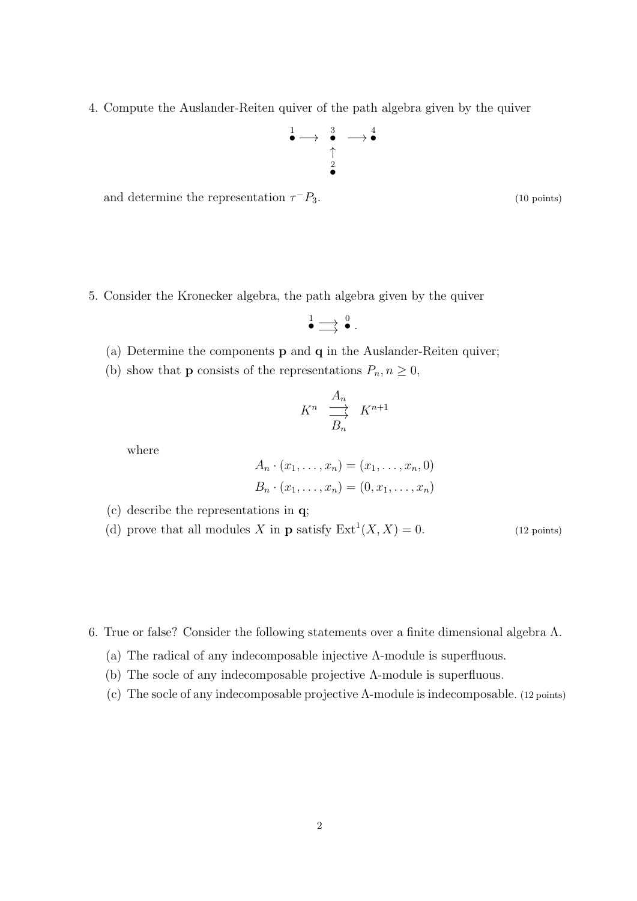4. Compute the Auslander-Reiten quiver of the path algebra given by the quiver

$$\begin{array}{ccccc} \overset{1}{\bullet} & \longrightarrow & \overset{3}{\bullet} & \longrightarrow & \overset{4}{\bullet} \\ & & \uparrow & & \\ & & \underset{2}{\bullet} & & \end{array}$$

and determine the representation $\tau^{-}P_3$. (10 points)

5. Consider the Kronecker algebra, the path algebra given by the quiver

$$\overset{1}{\bullet} \rightrightarrows \overset{0}{\bullet}.$$

(a) Determine the components $\mathbf{p}$ and $\mathbf{q}$ in the Auslander-Reiten quiver;

(b) show that $\mathbf{p}$ consists of the representations $P_n, n \geq 0$,

$$K^n \quad \underset{B_n}{\overset{A_n}{\rightrightarrows}} \quad K^{n+1}$$

where

$$A_n \cdot (x_1, \ldots, x_n) = (x_1, \ldots, x_n, 0)$$
$$B_n \cdot (x_1, \ldots, x_n) = (0, x_1, \ldots, x_n)$$

(c) describe the representations in $\mathbf{q}$;

(d) prove that all modules $X$ in $\mathbf{p}$ satisfy $\mathrm{Ext}^1(X, X) = 0$. (12 points)

6. True or false? Consider the following statements over a finite dimensional algebra $\Lambda$.

(a) The radical of any indecomposable injective $\Lambda$-module is superfluous.

(b) The socle of any indecomposable projective $\Lambda$-module is superfluous.

(c) The socle of any indecomposable projective $\Lambda$-module is indecomposable. (12 points)